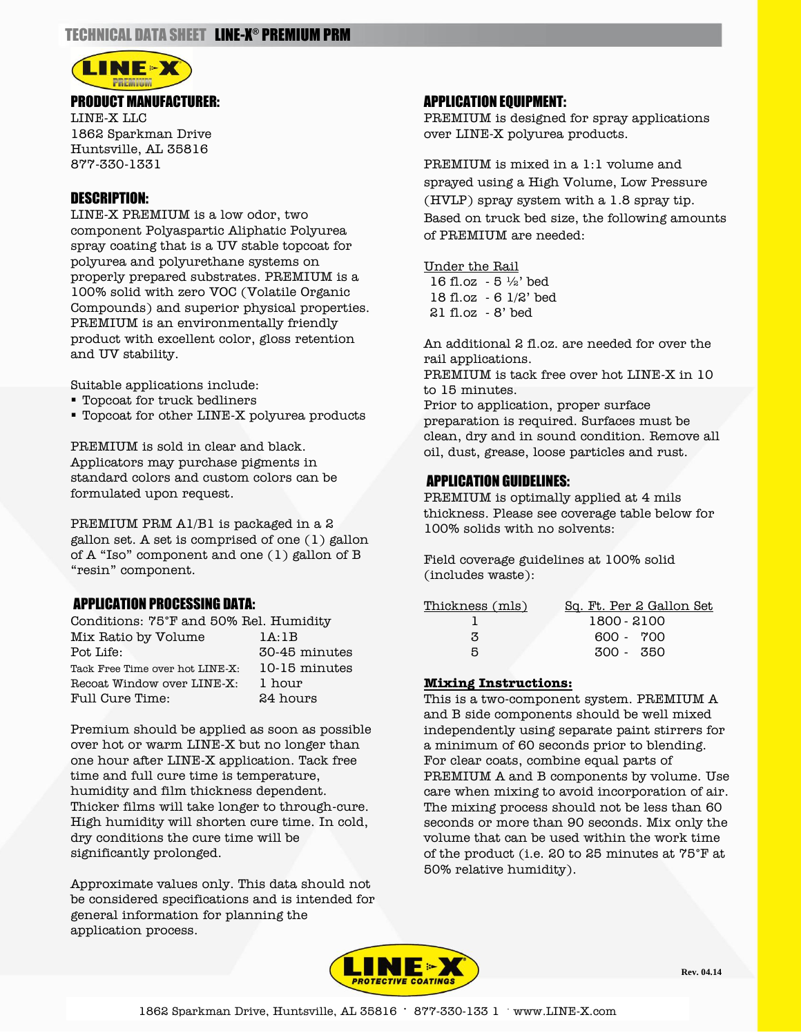# TECHNICAL DATA SHEET LINE-X® PREMIUM PRM

## PRODUCT MANUFACTURER:

LINE-X LLC
1862 Sparkman Drive
Huntsville, AL 35816
877-330-1331

## DESCRIPTION:

LINE-X PREMIUM is a low odor, two component Polyaspartic Aliphatic Polyurea spray coating that is a UV stable topcoat for polyurea and polyurethane systems on properly prepared substrates. PREMIUM is a 100% solid with zero VOC (Volatile Organic Compounds) and superior physical properties. PREMIUM is an environmentally friendly product with excellent color, gloss retention and UV stability.

Suitable applications include:

- Topcoat for truck bedliners
- Topcoat for other LINE-X polyurea products

PREMIUM is sold in clear and black. Applicators may purchase pigments in standard colors and custom colors can be formulated upon request.

PREMIUM PRM A1/B1 is packaged in a 2 gallon set. A set is comprised of one (1) gallon of A "Iso" component and one (1) gallon of B "resin" component.

## APPLICATION PROCESSING DATA:

Conditions: 75°F and 50% Rel. Humidity

| | |
|---|---|
| Mix Ratio by Volume | 1A:1B |
| Pot Life: | 30-45 minutes |
| Tack Free Time over hot LINE-X: | 10-15 minutes |
| Recoat Window over LINE-X: | 1 hour |
| Full Cure Time: | 24 hours |

Premium should be applied as soon as possible over hot or warm LINE-X but no longer than one hour after LINE-X application. Tack free time and full cure time is temperature, humidity and film thickness dependent. Thicker films will take longer to through-cure. High humidity will shorten cure time. In cold, dry conditions the cure time will be significantly prolonged.

Approximate values only. This data should not be considered specifications and is intended for general information for planning the application process.

## APPLICATION EQUIPMENT:

PREMIUM is designed for spray applications over LINE-X polyurea products.

PREMIUM is mixed in a 1:1 volume and sprayed using a High Volume, Low Pressure (HVLP) spray system with a 1.8 spray tip. Based on truck bed size, the following amounts of PREMIUM are needed:

Under the Rail

- 16 fl.oz - 5 ½' bed
- 18 fl.oz - 6 1/2' bed
- 21 fl.oz - 8' bed

An additional 2 fl.oz. are needed for over the rail applications.
PREMIUM is tack free over hot LINE-X in 10 to 15 minutes.
Prior to application, proper surface preparation is required. Surfaces must be clean, dry and in sound condition. Remove all oil, dust, grease, loose particles and rust.

## APPLICATION GUIDELINES:

PREMIUM is optimally applied at 4 mils thickness. Please see coverage table below for 100% solids with no solvents:

Field coverage guidelines at 100% solid (includes waste):

| Thickness (mls) | Sq. Ft. Per 2 Gallon Set |
|---|---|
| 1 | 1800 - 2100 |
| 3 | 600 - 700 |
| 5 | 300 - 350 |

**Mixing Instructions:**

This is a two-component system. PREMIUM A and B side components should be well mixed independently using separate paint stirrers for a minimum of 60 seconds prior to blending. For clear coats, combine equal parts of PREMIUM A and B components by volume. Use care when mixing to avoid incorporation of air. The mixing process should not be less than 60 seconds or more than 90 seconds. Mix only the volume that can be used within the work time of the product (i.e. 20 to 25 minutes at 75°F at 50% relative humidity).

Rev. 04.14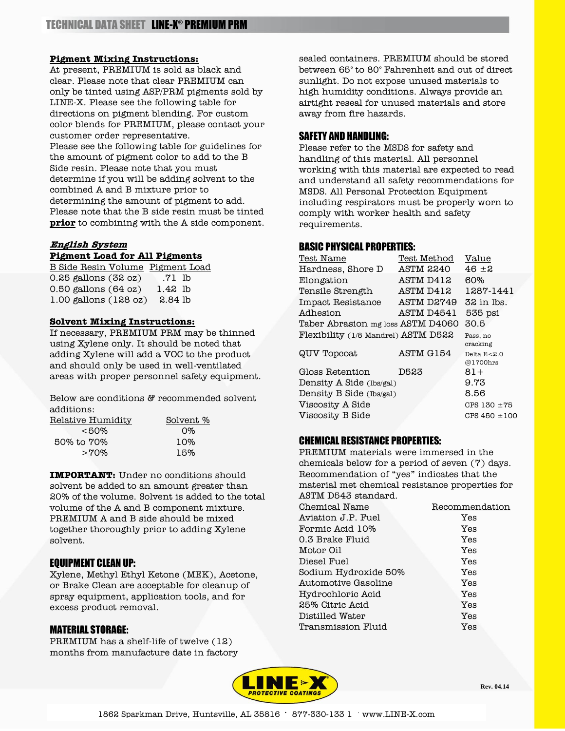## Pigment Mixing Instructions:

At present, PREMIUM is sold as black and clear. Please note that clear PREMIUM can only be tinted using ASP/PRM pigments sold by LINE-X. Please see the following table for directions on pigment blending. For custom color blends for PREMIUM, please contact your customer order representative.

Please see the following table for guidelines for the amount of pigment color to add to the B Side resin. Please note that you must determine if you will be adding solvent to the combined A and B mixture prior to determining the amount of pigment to add. Please note that the B side resin must be tinted **prior** to combining with the A side component.

### *English System*

**Pigment Load for All Pigments**

| B Side Resin Volume | Pigment Load |
|---|---|
| 0.25 gallons (32 oz) | .71 lb |
| 0.50 gallons (64 oz) | 1.42 lb |
| 1.00 gallons (128 oz) | 2.84 lb |

## Solvent Mixing Instructions:

If necessary, PREMIUM PRM may be thinned using Xylene only. It should be noted that adding Xylene will add a VOC to the product and should only be used in well-ventilated areas with proper personnel safety equipment.

Below are conditions & recommended solvent additions:

| Relative Humidity | Solvent % |
|---|---|
| <50% | 0% |
| 50% to 70% | 10% |
| >70% | 15% |

**IMPORTANT:** Under no conditions should solvent be added to an amount greater than 20% of the volume. Solvent is added to the total volume of the A and B component mixture. PREMIUM A and B side should be mixed together thoroughly prior to adding Xylene solvent.

## EQUIPMENT CLEAN UP:

Xylene, Methyl Ethyl Ketone (MEK), Acetone, or Brake Clean are acceptable for cleanup of spray equipment, application tools, and for excess product removal.

## MATERIAL STORAGE:

PREMIUM has a shelf-life of twelve (12) months from manufacture date in factory sealed containers. PREMIUM should be stored between 65° to 80° Fahrenheit and out of direct sunlight. Do not expose unused materials to high humidity conditions. Always provide an airtight reseal for unused materials and store away from fire hazards.

## SAFETY AND HANDLING:

Please refer to the MSDS for safety and handling of this material. All personnel working with this material are expected to read and understand all safety recommendations for MSDS. All Personal Protection Equipment including respirators must be properly worn to comply with worker health and safety requirements.

## BASIC PHYSICAL PROPERTIES:

| Test Name | Test Method | Value |
|---|---|---|
| Hardness, Shore D | ASTM 2240 | 46 ±2 |
| Elongation | ASTM D412 | 60% |
| Tensile Strength | ASTM D412 | 1287-1441 |
| Impact Resistance | ASTM D2749 | 32 in lbs. |
| Adhesion | ASTM D4541 | 535 psi |
| Taber Abrasion mg loss | ASTM D4060 | 30.5 |
| Flexibility (1/8 Mandrel) | ASTM D522 | Pass, no cracking |
| QUV Topcoat | ASTM G154 | Delta E<2.0 @1700hrs |
| Gloss Retention | D523 | 81+ |
| Density A Side (lbs/gal) | | 9.73 |
| Density B Side (lbs/gal) | | 8.56 |
| Viscosity A Side | | CPS 130 ±75 |
| Viscosity B Side | | CPS 450 ±100 |

## CHEMICAL RESISTANCE PROPERTIES:

PREMIUM materials were immersed in the chemicals below for a period of seven (7) days. Recommendation of "yes" indicates that the material met chemical resistance properties for ASTM D543 standard.

| Chemical Name | Recommendation |
|---|---|
| Aviation J.P. Fuel | Yes |
| Formic Acid 10% | Yes |
| 0.3 Brake Fluid | Yes |
| Motor Oil | Yes |
| Diesel Fuel | Yes |
| Sodium Hydroxide 50% | Yes |
| Automotive Gasoline | Yes |
| Hydrochloric Acid | Yes |
| 25% Citric Acid | Yes |
| Distilled Water | Yes |
| Transmission Fluid | Yes |

Rev. 04.14

1862 Sparkman Drive, Huntsville, AL 35816 · 877-330-133 1 · www.LINE-X.com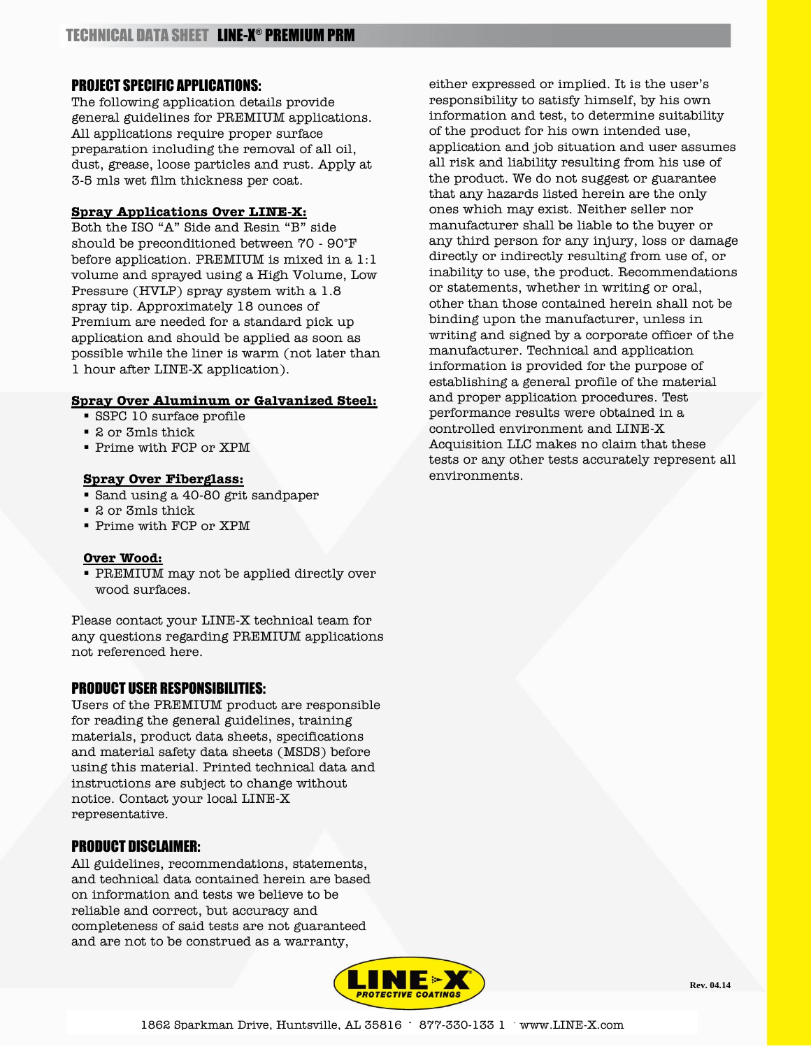## PROJECT SPECIFIC APPLICATIONS:

The following application details provide general guidelines for PREMIUM applications. All applications require proper surface preparation including the removal of all oil, dust, grease, loose particles and rust. Apply at 3-5 mls wet film thickness per coat.

**Spray Applications Over LINE-X:**

Both the ISO “A” Side and Resin “B” side should be preconditioned between 70 - 90°F before application. PREMIUM is mixed in a 1:1 volume and sprayed using a High Volume, Low Pressure (HVLP) spray system with a 1.8 spray tip. Approximately 18 ounces of Premium are needed for a standard pick up application and should be applied as soon as possible while the liner is warm (not later than 1 hour after LINE-X application).

**Spray Over Aluminum or Galvanized Steel:**

- SSPC 10 surface profile
- 2 or 3mls thick
- Prime with FCP or XPM

**Spray Over Fiberglass:**

- Sand using a 40-80 grit sandpaper
- 2 or 3mls thick
- Prime with FCP or XPM

**Over Wood:**

- PREMIUM may not be applied directly over wood surfaces.

Please contact your LINE-X technical team for any questions regarding PREMIUM applications not referenced here.

## PRODUCT USER RESPONSIBILITIES:

Users of the PREMIUM product are responsible for reading the general guidelines, training materials, product data sheets, specifications and material safety data sheets (MSDS) before using this material. Printed technical data and instructions are subject to change without notice. Contact your local LINE-X representative.

## PRODUCT DISCLAIMER:

All guidelines, recommendations, statements, and technical data contained herein are based on information and tests we believe to be reliable and correct, but accuracy and completeness of said tests are not guaranteed and are not to be construed as a warranty, either expressed or implied. It is the user’s responsibility to satisfy himself, by his own information and test, to determine suitability of the product for his own intended use, application and job situation and user assumes all risk and liability resulting from his use of the product. We do not suggest or guarantee that any hazards listed herein are the only ones which may exist. Neither seller nor manufacturer shall be liable to the buyer or any third person for any injury, loss or damage directly or indirectly resulting from use of, or inability to use, the product. Recommendations or statements, whether in writing or oral, other than those contained herein shall not be binding upon the manufacturer, unless in writing and signed by a corporate officer of the manufacturer. Technical and application information is provided for the purpose of establishing a general profile of the material and proper application procedures. Test performance results were obtained in a controlled environment and LINE-X Acquisition LLC makes no claim that these tests or any other tests accurately represent all environments.

Rev. 04.14

1862 Sparkman Drive, Huntsville, AL 35816 · 877-330-133 1 · www.LINE-X.com